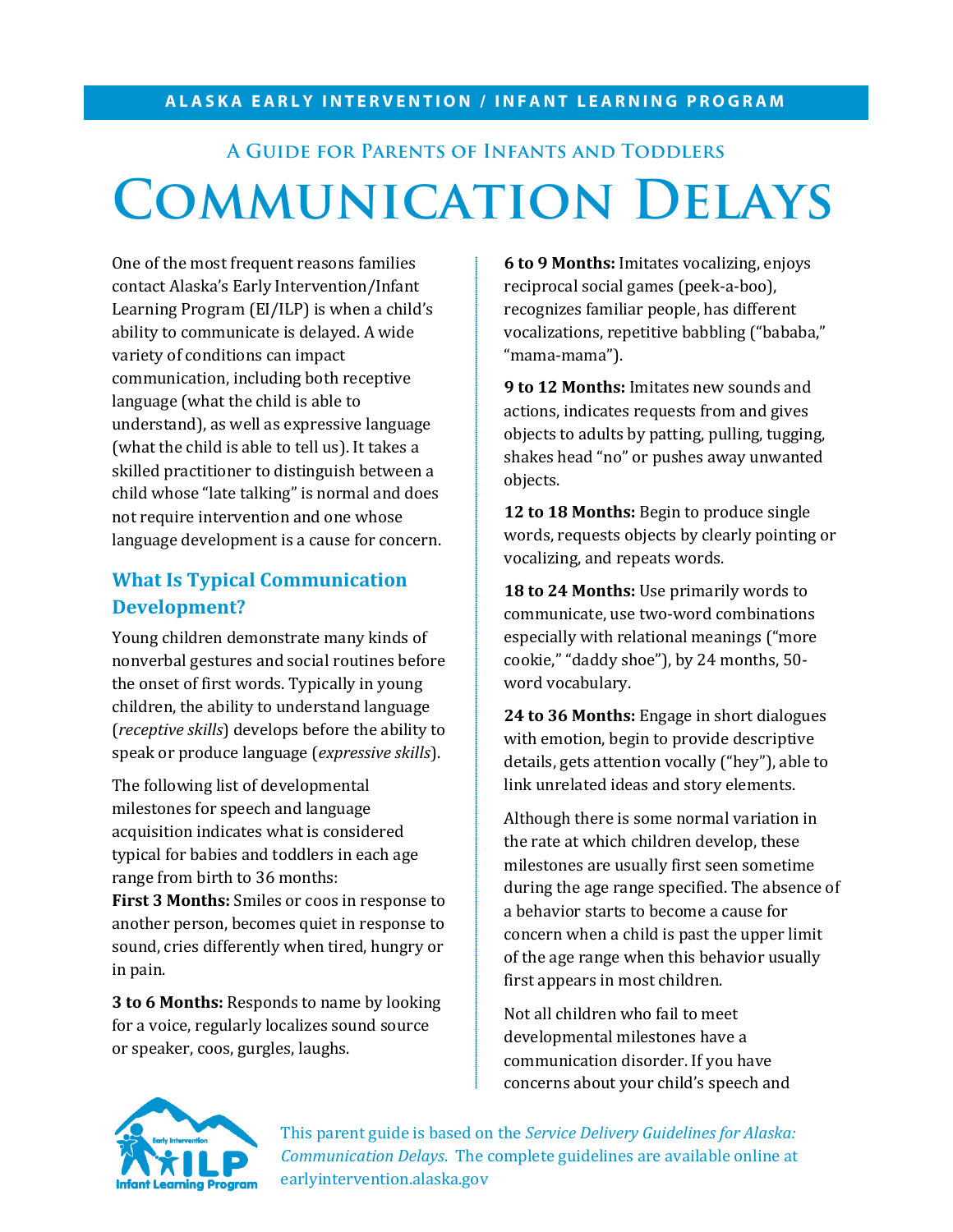**ALASKA EARLY INTERVENTION / INFANT LEARNING PROGRAM**

### A Guide for Parents of Infants and Toddlers

# Communication Delays

One of the most frequent reasons families contact Alaska's Early Intervention/Infant Learning Program (EI/ILP) is when a child's ability to communicate is delayed. A wide variety of conditions can impact communication, including both receptive language (what the child is able to understand), as well as expressive language (what the child is able to tell us). It takes a skilled practitioner to distinguish between a child whose "late talking" is normal and does not require intervention and one whose language development is a cause for concern.

## What Is Typical Communication Development?

Young children demonstrate many kinds of nonverbal gestures and social routines before the onset of first words. Typically in young children, the ability to understand language (*receptive skills*) develops before the ability to speak or produce language (*expressive skills*).

The following list of developmental milestones for speech and language acquisition indicates what is considered typical for babies and toddlers in each age range from birth to 36 months:

**First 3 Months:** Smiles or coos in response to another person, becomes quiet in response to sound, cries differently when tired, hungry or in pain.

**3 to 6 Months:** Responds to name by looking for a voice, regularly localizes sound source or speaker, coos, gurgles, laughs.

**6 to 9 Months:** Imitates vocalizing, enjoys reciprocal social games (peek-a-boo), recognizes familiar people, has different vocalizations, repetitive babbling ("bababa," "mama-mama").

**9 to 12 Months:** Imitates new sounds and actions, indicates requests from and gives objects to adults by patting, pulling, tugging, shakes head "no" or pushes away unwanted objects.

**12 to 18 Months:** Begin to produce single words, requests objects by clearly pointing or vocalizing, and repeats words.

**18 to 24 Months:** Use primarily words to communicate, use two-word combinations especially with relational meanings ("more cookie," "daddy shoe"), by 24 months, 50-word vocabulary.

**24 to 36 Months:** Engage in short dialogues with emotion, begin to provide descriptive details, gets attention vocally ("hey"), able to link unrelated ideas and story elements.

Although there is some normal variation in the rate at which children develop, these milestones are usually first seen sometime during the age range specified. The absence of a behavior starts to become a cause for concern when a child is past the upper limit of the age range when this behavior usually first appears in most children.

Not all children who fail to meet developmental milestones have a communication disorder. If you have concerns about your child's speech and

This parent guide is based on the *Service Delivery Guidelines for Alaska: Communication Delays*. The complete guidelines are available online at earlyintervention.alaska.gov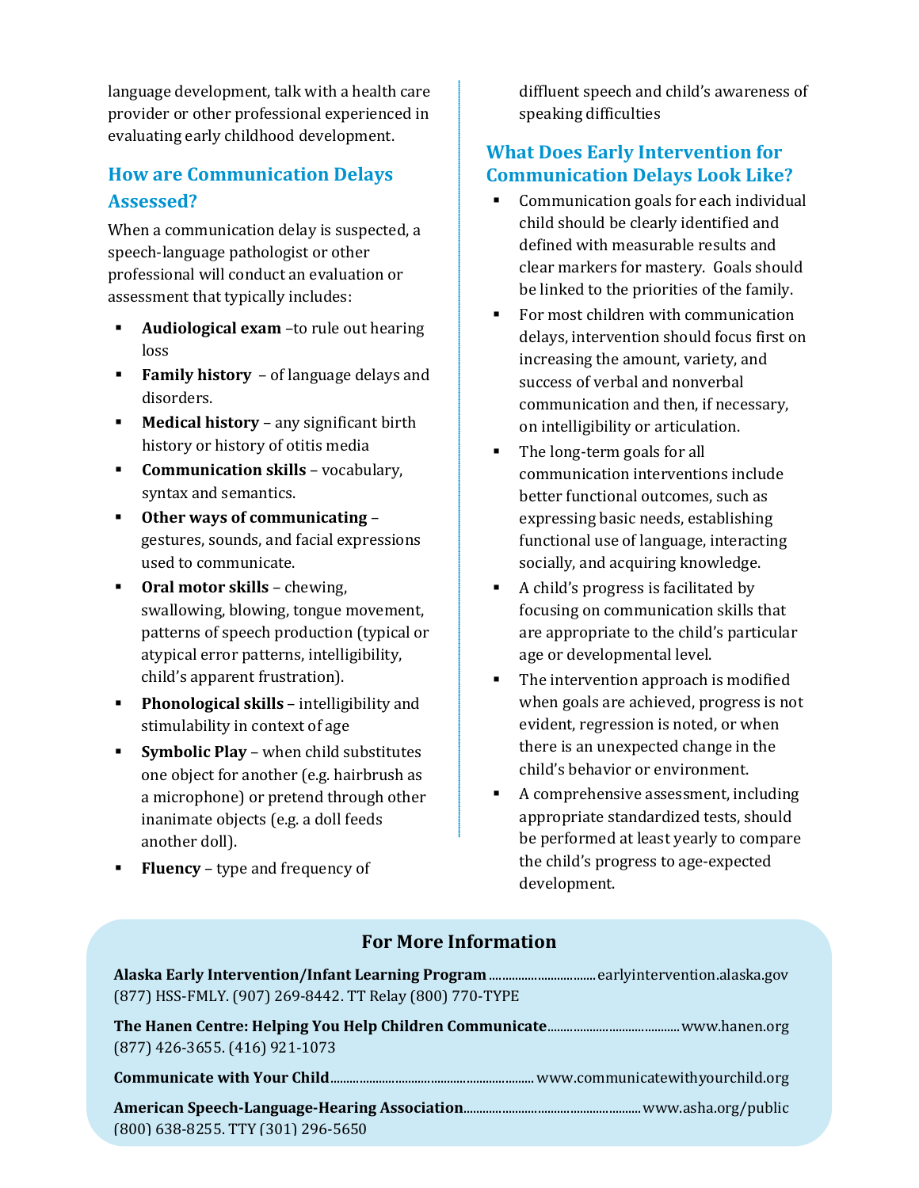language development, talk with a health care provider or other professional experienced in evaluating early childhood development.

## How are Communication Delays Assessed?

When a communication delay is suspected, a speech-language pathologist or other professional will conduct an evaluation or assessment that typically includes:

- **Audiological exam** –to rule out hearing loss
- **Family history** – of language delays and disorders.
- **Medical history** – any significant birth history or history of otitis media
- **Communication skills** – vocabulary, syntax and semantics.
- **Other ways of communicating** – gestures, sounds, and facial expressions used to communicate.
- **Oral motor skills** – chewing, swallowing, blowing, tongue movement, patterns of speech production (typical or atypical error patterns, intelligibility, child's apparent frustration).
- **Phonological skills** – intelligibility and stimulability in context of age
- **Symbolic Play** – when child substitutes one object for another (e.g. hairbrush as a microphone) or pretend through other inanimate objects (e.g. a doll feeds another doll).
- **Fluency** – type and frequency of diffluent speech and child's awareness of speaking difficulties

## What Does Early Intervention for Communication Delays Look Like?

- Communication goals for each individual child should be clearly identified and defined with measurable results and clear markers for mastery. Goals should be linked to the priorities of the family.
- For most children with communication delays, intervention should focus first on increasing the amount, variety, and success of verbal and nonverbal communication and then, if necessary, on intelligibility or articulation.
- The long-term goals for all communication interventions include better functional outcomes, such as expressing basic needs, establishing functional use of language, interacting socially, and acquiring knowledge.
- A child's progress is facilitated by focusing on communication skills that are appropriate to the child's particular age or developmental level.
- The intervention approach is modified when goals are achieved, progress is not evident, regression is noted, or when there is an unexpected change in the child's behavior or environment.
- A comprehensive assessment, including appropriate standardized tests, should be performed at least yearly to compare the child's progress to age-expected development.

## For More Information

**Alaska Early Intervention/Infant Learning Program**................................ earlyintervention.alaska.gov
(877) HSS-FMLY. (907) 269-8442. TT Relay (800) 770-TYPE

**The Hanen Centre: Helping You Help Children Communicate**........................................ www.hanen.org
(877) 426-3655. (416) 921-1073

**Communicate with Your Child**........................................................... www.communicatewithyourchild.org

**American Speech-Language-Hearing Association**...................................................... www.asha.org/public
(800) 638-8255. TTY (301) 296-5650